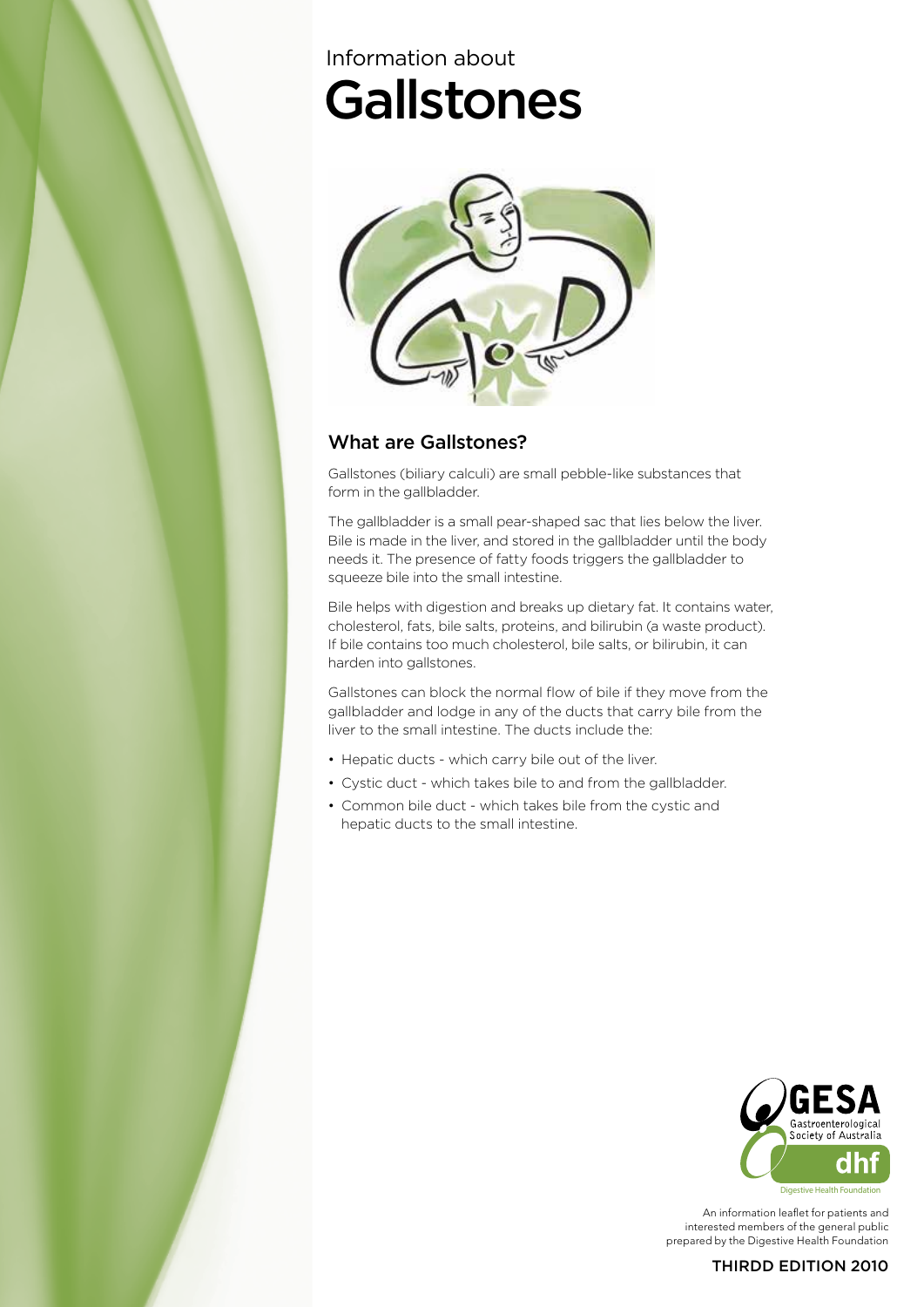Information about

# Gallstones

## What are Gallstones?

Gallstones (biliary calculi) are small pebble-like substances that form in the gallbladder.

The gallbladder is a small pear-shaped sac that lies below the liver. Bile is made in the liver, and stored in the gallbladder until the body needs it. The presence of fatty foods triggers the gallbladder to squeeze bile into the small intestine.

Bile helps with digestion and breaks up dietary fat. It contains water, cholesterol, fats, bile salts, proteins, and bilirubin (a waste product). If bile contains too much cholesterol, bile salts, or bilirubin, it can harden into gallstones.

Gallstones can block the normal flow of bile if they move from the gallbladder and lodge in any of the ducts that carry bile from the liver to the small intestine. The ducts include the:

- Hepatic ducts - which carry bile out of the liver.
- Cystic duct - which takes bile to and from the gallbladder.
- Common bile duct - which takes bile from the cystic and hepatic ducts to the small intestine.

GESA Gastroenterological Society of Australia

dhf Digestive Health Foundation

An information leaflet for patients and interested members of the general public prepared by the Digestive Health Foundation

THIRDD EDITION 2010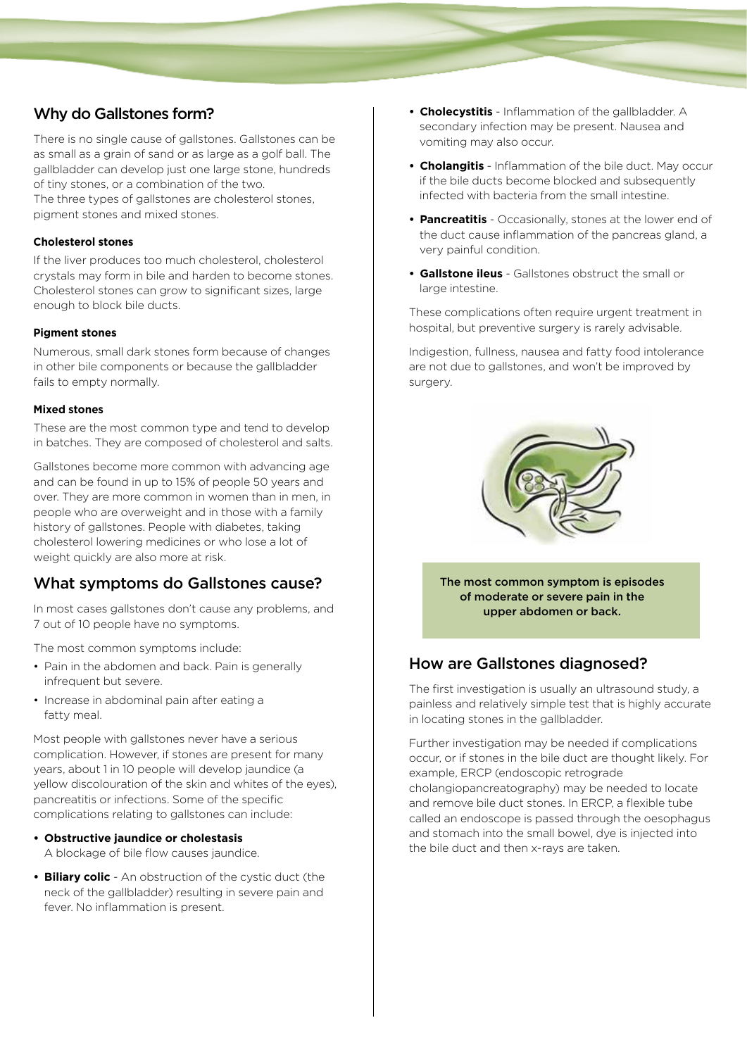## Why do Gallstones form?

There is no single cause of gallstones. Gallstones can be as small as a grain of sand or as large as a golf ball. The gallbladder can develop just one large stone, hundreds of tiny stones, or a combination of the two.
The three types of gallstones are cholesterol stones, pigment stones and mixed stones.

#### Cholesterol stones

If the liver produces too much cholesterol, cholesterol crystals may form in bile and harden to become stones. Cholesterol stones can grow to significant sizes, large enough to block bile ducts.

#### Pigment stones

Numerous, small dark stones form because of changes in other bile components or because the gallbladder fails to empty normally.

#### Mixed stones

These are the most common type and tend to develop in batches. They are composed of cholesterol and salts.

Gallstones become more common with advancing age and can be found in up to 15% of people 50 years and over. They are more common in women than in men, in people who are overweight and in those with a family history of gallstones. People with diabetes, taking cholesterol lowering medicines or who lose a lot of weight quickly are also more at risk.

## What symptoms do Gallstones cause?

In most cases gallstones don't cause any problems, and 7 out of 10 people have no symptoms.

The most common symptoms include:

- Pain in the abdomen and back. Pain is generally infrequent but severe.
- Increase in abdominal pain after eating a fatty meal.

Most people with gallstones never have a serious complication. However, if stones are present for many years, about 1 in 10 people will develop jaundice (a yellow discolouration of the skin and whites of the eyes), pancreatitis or infections. Some of the specific complications relating to gallstones can include:

- **Obstructive jaundice or cholestasis**
  A blockage of bile flow causes jaundice.
- **Biliary colic** - An obstruction of the cystic duct (the neck of the gallbladder) resulting in severe pain and fever. No inflammation is present.
- **Cholecystitis** - Inflammation of the gallbladder. A secondary infection may be present. Nausea and vomiting may also occur.
- **Cholangitis** - Inflammation of the bile duct. May occur if the bile ducts become blocked and subsequently infected with bacteria from the small intestine.
- **Pancreatitis** - Occasionally, stones at the lower end of the duct cause inflammation of the pancreas gland, a very painful condition.
- **Gallstone ileus** - Gallstones obstruct the small or large intestine.

These complications often require urgent treatment in hospital, but preventive surgery is rarely advisable.

Indigestion, fullness, nausea and fatty food intolerance are not due to gallstones, and won't be improved by surgery.

**The most common symptom is episodes of moderate or severe pain in the upper abdomen or back.**

## How are Gallstones diagnosed?

The first investigation is usually an ultrasound study, a painless and relatively simple test that is highly accurate in locating stones in the gallbladder.

Further investigation may be needed if complications occur, or if stones in the bile duct are thought likely. For example, ERCP (endoscopic retrograde cholangiopancreatography) may be needed to locate and remove bile duct stones. In ERCP, a flexible tube called an endoscope is passed through the oesophagus and stomach into the small bowel, dye is injected into the bile duct and then x-rays are taken.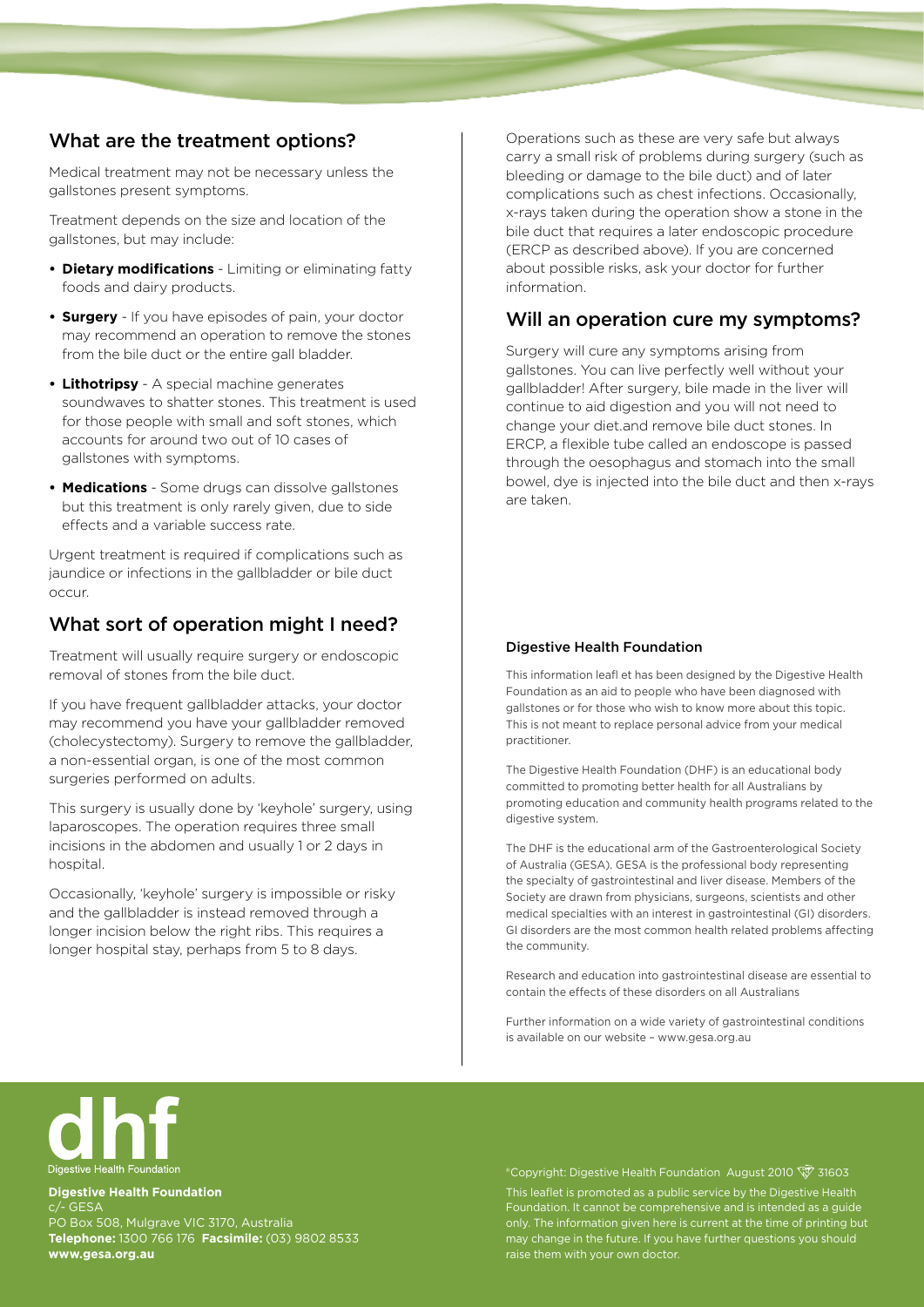## What are the treatment options?

Medical treatment may not be necessary unless the gallstones present symptoms.

Treatment depends on the size and location of the gallstones, but may include:

- **Dietary modifications** - Limiting or eliminating fatty foods and dairy products.
- **Surgery** - If you have episodes of pain, your doctor may recommend an operation to remove the stones from the bile duct or the entire gall bladder.
- **Lithotripsy** - A special machine generates soundwaves to shatter stones. This treatment is used for those people with small and soft stones, which accounts for around two out of 10 cases of gallstones with symptoms.
- **Medications** - Some drugs can dissolve gallstones but this treatment is only rarely given, due to side effects and a variable success rate.

Urgent treatment is required if complications such as jaundice or infections in the gallbladder or bile duct occur.

## What sort of operation might I need?

Treatment will usually require surgery or endoscopic removal of stones from the bile duct.

If you have frequent gallbladder attacks, your doctor may recommend you have your gallbladder removed (cholecystectomy). Surgery to remove the gallbladder, a non-essential organ, is one of the most common surgeries performed on adults.

This surgery is usually done by 'keyhole' surgery, using laparoscopes. The operation requires three small incisions in the abdomen and usually 1 or 2 days in hospital.

Occasionally, 'keyhole' surgery is impossible or risky and the gallbladder is instead removed through a longer incision below the right ribs. This requires a longer hospital stay, perhaps from 5 to 8 days.

Operations such as these are very safe but always carry a small risk of problems during surgery (such as bleeding or damage to the bile duct) and of later complications such as chest infections. Occasionally, x-rays taken during the operation show a stone in the bile duct that requires a later endoscopic procedure (ERCP as described above). If you are concerned about possible risks, ask your doctor for further information.

## Will an operation cure my symptoms?

Surgery will cure any symptoms arising from gallstones. You can live perfectly well without your gallbladder! After surgery, bile made in the liver will continue to aid digestion and you will not need to change your diet.and remove bile duct stones. In ERCP, a flexible tube called an endoscope is passed through the oesophagus and stomach into the small bowel, dye is injected into the bile duct and then x-rays are taken.

### Digestive Health Foundation

This information leafl et has been designed by the Digestive Health Foundation as an aid to people who have been diagnosed with gallstones or for those who wish to know more about this topic. This is not meant to replace personal advice from your medical practitioner.

The Digestive Health Foundation (DHF) is an educational body committed to promoting better health for all Australians by promoting education and community health programs related to the digestive system.

The DHF is the educational arm of the Gastroenterological Society of Australia (GESA). GESA is the professional body representing the specialty of gastrointestinal and liver disease. Members of the Society are drawn from physicians, surgeons, scientists and other medical specialties with an interest in gastrointestinal (GI) disorders. GI disorders are the most common health related problems affecting the community.

Research and education into gastrointestinal disease are essential to contain the effects of these disorders on all Australians

Further information on a wide variety of gastrointestinal conditions is available on our website – www.gesa.org.au

dhf
Digestive Health Foundation

**Digestive Health Foundation**
c/- GESA
PO Box 508, Mulgrave VIC 3170, Australia
**Telephone:** 1300 766 176 **Facsimile:** (03) 9802 8533
**www.gesa.org.au**

©Copyright: Digestive Health Foundation August 2010 31603

This leaflet is promoted as a public service by the Digestive Health Foundation. It cannot be comprehensive and is intended as a guide only. The information given here is current at the time of printing but may change in the future. If you have further questions you should raise them with your own doctor.